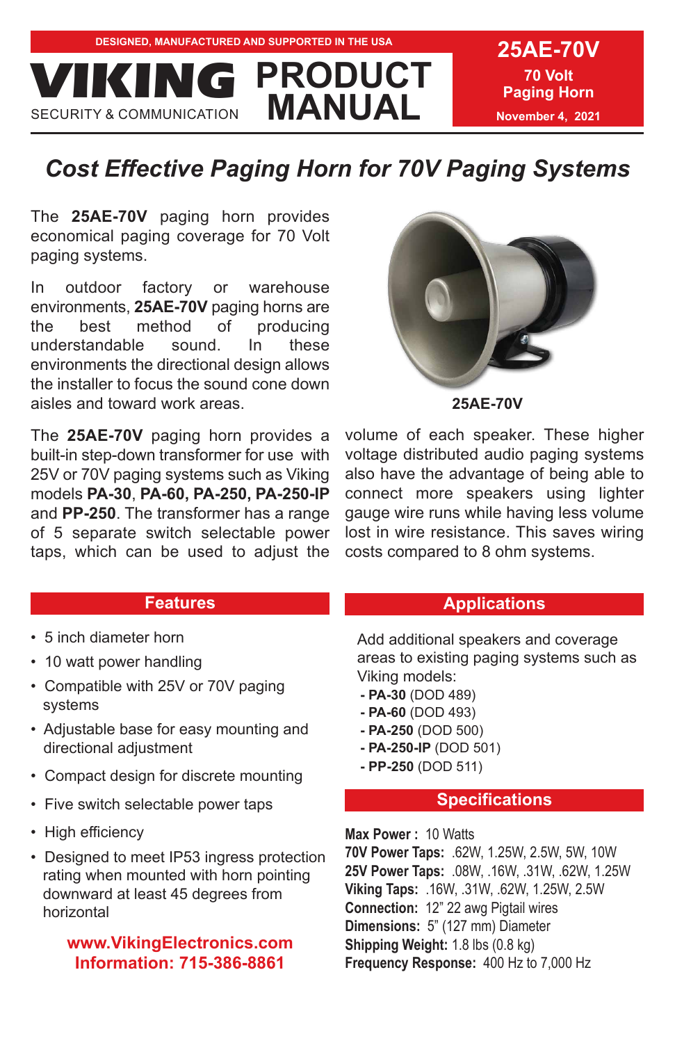DESIGNED, MANUFACTURED AND SUPPORTED IN THE USA

# VIKING PRODUCT MANUAL

SECURITY & COMMUNICATION

**25AE-70V**
**70 Volt Paging Horn**
**November 4, 2021**

## *Cost Effective Paging Horn for 70V Paging Systems*

The **25AE-70V** paging horn provides economical paging coverage for 70 Volt paging systems.

In outdoor factory or warehouse environments, **25AE-70V** paging horns are the best method of producing understandable sound. In these environments the directional design allows the installer to focus the sound cone down aisles and toward work areas.

**25AE-70V**

The **25AE-70V** paging horn provides a built-in step-down transformer for use with 25V or 70V paging systems such as Viking models **PA-30**, **PA-60, PA-250, PA-250-IP** and **PP-250**. The transformer has a range of 5 separate switch selectable power taps, which can be used to adjust the volume of each speaker. These higher voltage distributed audio paging systems also have the advantage of being able to connect more speakers using lighter gauge wire runs while having less volume lost in wire resistance. This saves wiring costs compared to 8 ohm systems.

## Features

- 5 inch diameter horn
- 10 watt power handling
- Compatible with 25V or 70V paging systems
- Adjustable base for easy mounting and directional adjustment
- Compact design for discrete mounting
- Five switch selectable power taps
- High efficiency
- Designed to meet IP53 ingress protection rating when mounted with horn pointing downward at least 45 degrees from horizontal

**www.VikingElectronics.com**
**Information: 715-386-8861**

## Applications

Add additional speakers and coverage areas to existing paging systems such as Viking models:

- **PA-30** (DOD 489)
- **PA-60** (DOD 493)
- **PA-250** (DOD 500)
- **PA-250-IP** (DOD 501)
- **PP-250** (DOD 511)

## Specifications

**Max Power :** 10 Watts
**70V Power Taps:** .62W, 1.25W, 2.5W, 5W, 10W
**25V Power Taps:** .08W, .16W, .31W, .62W, 1.25W
**Viking Taps:** .16W, .31W, .62W, 1.25W, 2.5W
**Connection:** 12" 22 awg Pigtail wires
**Dimensions:** 5" (127 mm) Diameter
**Shipping Weight:** 1.8 lbs (0.8 kg)
**Frequency Response:** 400 Hz to 7,000 Hz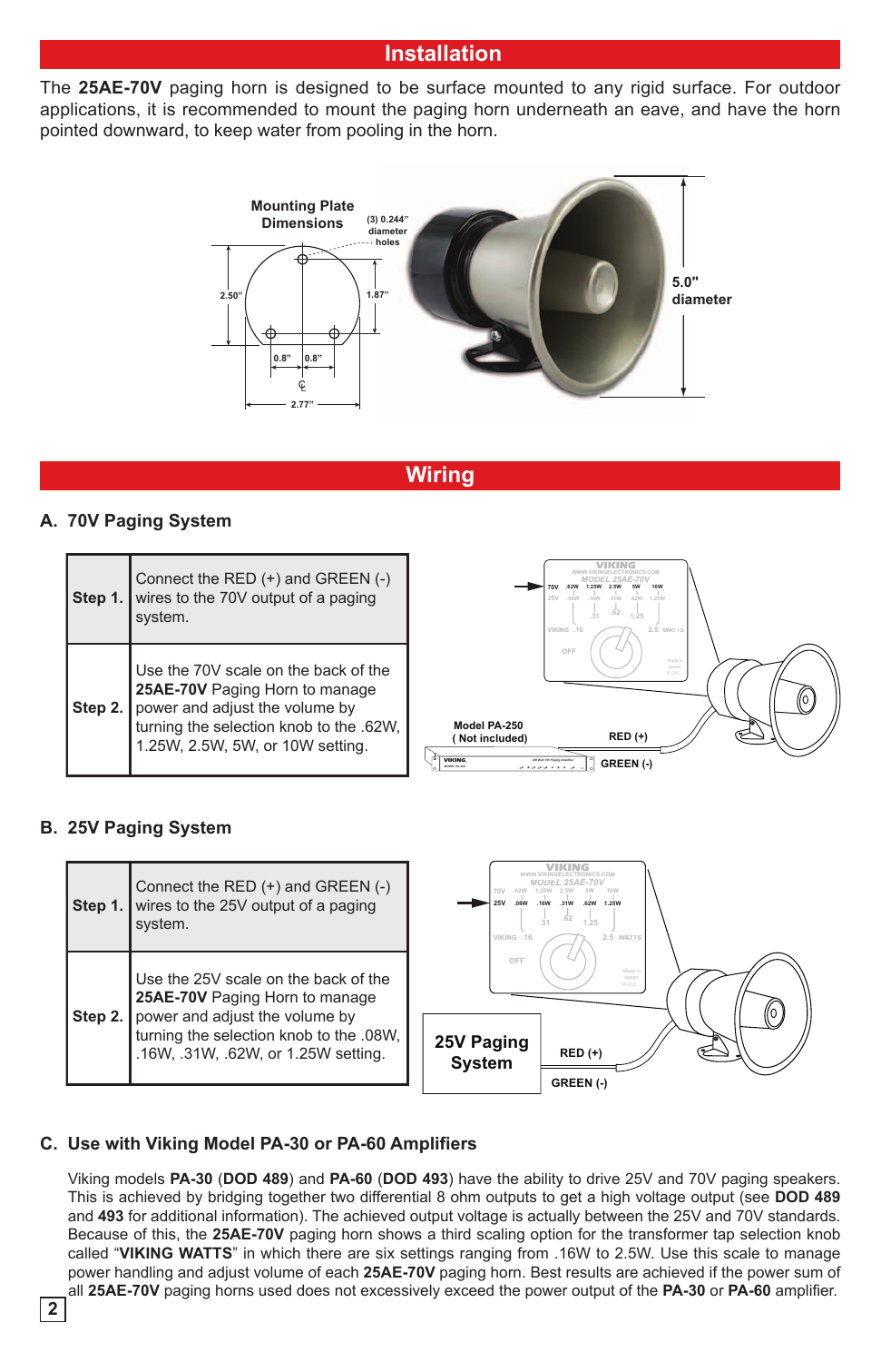## Installation

The **25AE-70V** paging horn is designed to be surface mounted to any rigid surface. For outdoor applications, it is recommended to mount the paging horn underneath an eave, and have the horn pointed downward, to keep water from pooling in the horn.

## Wiring

### A. 70V Paging System

| | |
|---|---|
| **Step 1.** | Connect the RED (+) and GREEN (-) wires to the 70V output of a paging system. |
| **Step 2.** | Use the 70V scale on the back of the **25AE-70V** Paging Horn to manage power and adjust the volume by turning the selection knob to the .62W, 1.25W, 2.5W, 5W, or 10W setting. |

### B. 25V Paging System

| | |
|---|---|
| **Step 1.** | Connect the RED (+) and GREEN (-) wires to the 25V output of a paging system. |
| **Step 2.** | Use the 25V scale on the back of the **25AE-70V** Paging Horn to manage power and adjust the volume by turning the selection knob to the .08W, .16W, .31W, .62W, or 1.25W setting. |

### C. Use with Viking Model PA-30 or PA-60 Amplifiers

Viking models **PA-30** (**DOD 489**) and **PA-60** (**DOD 493**) have the ability to drive 25V and 70V paging speakers. This is achieved by bridging together two differential 8 ohm outputs to get a high voltage output (see **DOD 489** and **493** for additional information). The achieved output voltage is actually between the 25V and 70V standards. Because of this, the **25AE-70V** paging horn shows a third scaling option for the transformer tap selection knob called "**VIKING WATTS**" in which there are six settings ranging from .16W to 2.5W. Use this scale to manage power handling and adjust volume of each **25AE-70V** paging horn. Best results are achieved if the power sum of all **25AE-70V** paging horns used does not excessively exceed the power output of the **PA-30** or **PA-60** amplifier.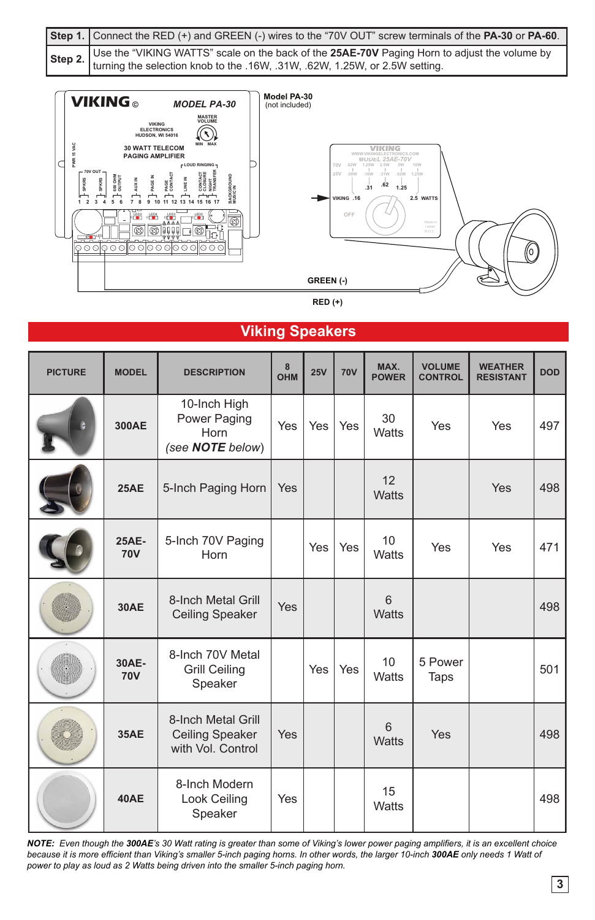| Step 1. | Connect the RED (+) and GREEN (-) wires to the "70V OUT" screw terminals of the **PA-30** or **PA-60**. |
|---|---|
| **Step 2.** | Use the "VIKING WATTS" scale on the back of the **25AE-70V** Paging Horn to adjust the volume by turning the selection knob to the .16W, .31W, .62W, 1.25W, or 2.5W setting. |

**Model PA-30**
(not included)

GREEN (-)

RED (+)

# Viking Speakers

| PICTURE | MODEL | DESCRIPTION | 8 OHM | 25V | 70V | MAX. POWER | VOLUME CONTROL | WEATHER RESISTANT | DOD |
|---|---|---|---|---|---|---|---|---|---|
| | **300AE** | 10-Inch High Power Paging Horn (*see **NOTE** below*) | Yes | Yes | Yes | 30 Watts | Yes | Yes | 497 |
| | **25AE** | 5-Inch Paging Horn | Yes | | | 12 Watts | | Yes | 498 |
| | **25AE-70V** | 5-Inch 70V Paging Horn | | Yes | Yes | 10 Watts | Yes | Yes | 471 |
| | **30AE** | 8-Inch Metal Grill Ceiling Speaker | Yes | | | 6 Watts | | | 498 |
| | **30AE-70V** | 8-Inch 70V Metal Grill Ceiling Speaker | | Yes | Yes | 10 Watts | 5 Power Taps | | 501 |
| | **35AE** | 8-Inch Metal Grill Ceiling Speaker with Vol. Control | Yes | | | 6 Watts | Yes | | 498 |
| | **40AE** | 8-Inch Modern Look Ceiling Speaker | Yes | | | 15 Watts | | | 498 |

***NOTE:*** *Even though the **300AE**'s 30 Watt rating is greater than some of Viking's lower power paging amplifiers, it is an excellent choice because it is more efficient than Viking's smaller 5-inch paging horns. In other words, the larger 10-inch **300AE** only needs 1 Watt of power to play as loud as 2 Watts being driven into the smaller 5-inch paging horn.*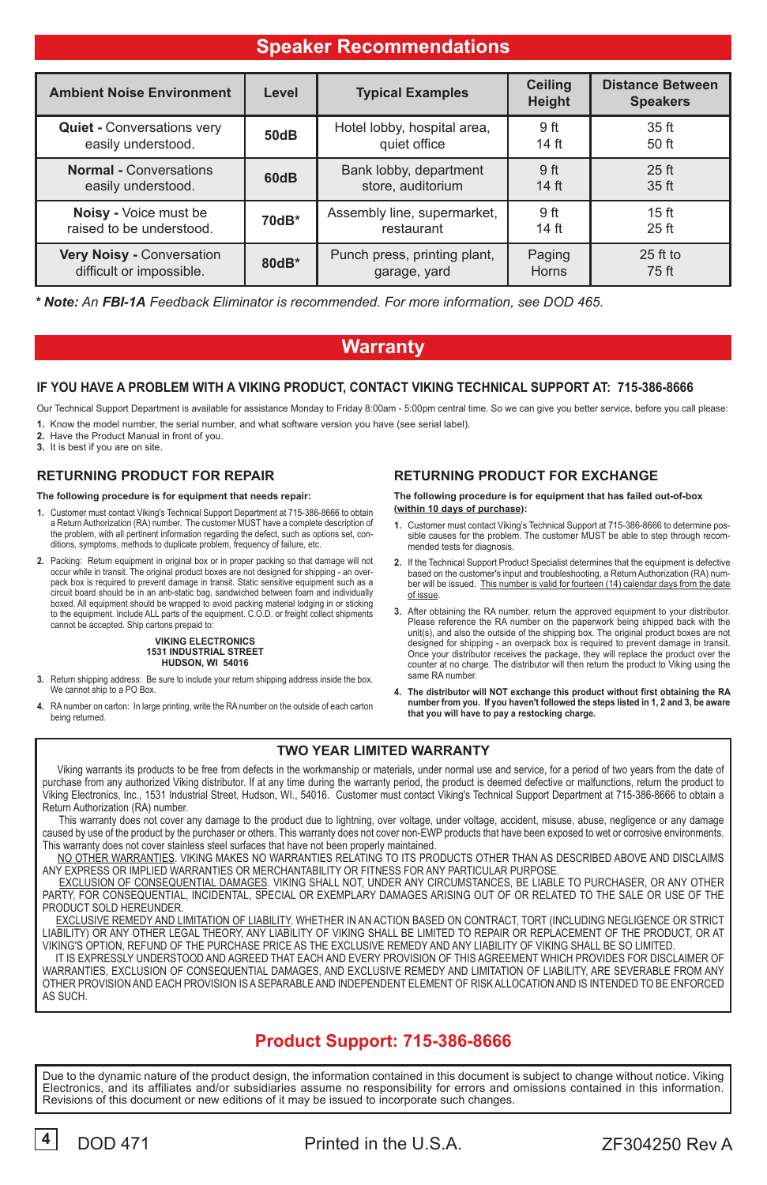## Speaker Recommendations

| Ambient Noise Environment | Level | Typical Examples | Ceiling Height | Distance Between Speakers |
|---|---|---|---|---|
| **Quiet -** Conversations very easily understood. | **50dB** | Hotel lobby, hospital area, quiet office | 9 ft<br>14 ft | 35 ft<br>50 ft |
| **Normal -** Conversations easily understood. | **60dB** | Bank lobby, department store, auditorium | 9 ft<br>14 ft | 25 ft<br>35 ft |
| **Noisy -** Voice must be raised to be understood. | **70dB*** | Assembly line, supermarket, restaurant | 9 ft<br>14 ft | 15 ft<br>25 ft |
| **Very Noisy -** Conversation difficult or impossible. | **80dB*** | Punch press, printing plant, garage, yard | Paging Horns | 25 ft to 75 ft |

*\* **Note:** An **FBI-1A** Feedback Eliminator is recommended. For more information, see DOD 465.*

## Warranty

### IF YOU HAVE A PROBLEM WITH A VIKING PRODUCT, CONTACT VIKING TECHNICAL SUPPORT AT: 715-386-8666

Our Technical Support Department is available for assistance Monday to Friday 8:00am - 5:00pm central time. So we can give you better service, before you call please:

1. Know the model number, the serial number, and what software version you have (see serial label).
2. Have the Product Manual in front of you.
3. It is best if you are on site.

### RETURNING PRODUCT FOR REPAIR

**The following procedure is for equipment that needs repair:**

1. Customer must contact Viking's Technical Support Department at 715-386-8666 to obtain a Return Authorization (RA) number. The customer MUST have a complete description of the problem, with all pertinent information regarding the defect, such as options set, conditions, symptoms, methods to duplicate problem, frequency of failure, etc.
2. Packing: Return equipment in original box or in proper packing so that damage will not occur while in transit. The original product boxes are not designed for shipping - an overpack box is required to prevent damage in transit. Static sensitive equipment such as a circuit board should be in an anti-static bag, sandwiched between foam and individually boxed. All equipment should be wrapped to avoid packing material lodging in or sticking to the equipment. Include ALL parts of the equipment. C.O.D. or freight collect shipments cannot be accepted. Ship cartons prepaid to:

   **VIKING ELECTRONICS**
   **1531 INDUSTRIAL STREET**
   **HUDSON, WI 54016**

3. Return shipping address: Be sure to include your return shipping address inside the box. We cannot ship to a PO Box.
4. RA number on carton: In large printing, write the RA number on the outside of each carton being returned.

### RETURNING PRODUCT FOR EXCHANGE

**The following procedure is for equipment that has failed out-of-box (<u>within 10 days of purchase</u>):**

1. Customer must contact Viking's Technical Support at 715-386-8666 to determine possible causes for the problem. The customer MUST be able to step through recommended tests for diagnosis.
2. If the Technical Support Product Specialist determines that the equipment is defective based on the customer's input and troubleshooting, a Return Authorization (RA) number will be issued. <u>This number is valid for fourteen (14) calendar days from the date of issue</u>.
3. After obtaining the RA number, return the approved equipment to your distributor. Please reference the RA number on the paperwork being shipped back with the unit(s), and also the outside of the shipping box. The original product boxes are not designed for shipping - an overpack box is required to prevent damage in transit. Once your distributor receives the package, they will replace the product over the counter at no charge. The distributor will then return the product to Viking using the same RA number.
4. **The distributor will NOT exchange this product without first obtaining the RA number from you. If you haven't followed the steps listed in 1, 2 and 3, be aware that you will have to pay a restocking charge.**

### TWO YEAR LIMITED WARRANTY

Viking warrants its products to be free from defects in the workmanship or materials, under normal use and service, for a period of two years from the date of purchase from any authorized Viking distributor. If at any time during the warranty period, the product is deemed defective or malfunctions, return the product to Viking Electronics, Inc., 1531 Industrial Street, Hudson, WI., 54016. Customer must contact Viking's Technical Support Department at 715-386-8666 to obtain a Return Authorization (RA) number.

This warranty does not cover any damage to the product due to lightning, over voltage, under voltage, accident, misuse, abuse, negligence or any damage caused by use of the product by the purchaser or others. This warranty does not cover non-EWP products that have been exposed to wet or corrosive environments. This warranty does not cover stainless steel surfaces that have not been properly maintained.

<u>NO OTHER WARRANTIES</u>. VIKING MAKES NO WARRANTIES RELATING TO ITS PRODUCTS OTHER THAN AS DESCRIBED ABOVE AND DISCLAIMS ANY EXPRESS OR IMPLIED WARRANTIES OR MERCHANTABILITY OR FITNESS FOR ANY PARTICULAR PURPOSE.

<u>EXCLUSION OF CONSEQUENTIAL DAMAGES</u>. VIKING SHALL NOT, UNDER ANY CIRCUMSTANCES, BE LIABLE TO PURCHASER, OR ANY OTHER PARTY, FOR CONSEQUENTIAL, INCIDENTAL, SPECIAL OR EXEMPLARY DAMAGES ARISING OUT OF OR RELATED TO THE SALE OR USE OF THE PRODUCT SOLD HEREUNDER.

<u>EXCLUSIVE REMEDY AND LIMITATION OF LIABILITY</u>. WHETHER IN AN ACTION BASED ON CONTRACT, TORT (INCLUDING NEGLIGENCE OR STRICT LIABILITY) OR ANY OTHER LEGAL THEORY, ANY LIABILITY OF VIKING SHALL BE LIMITED TO REPAIR OR REPLACEMENT OF THE PRODUCT, OR AT VIKING'S OPTION, REFUND OF THE PURCHASE PRICE AS THE EXCLUSIVE REMEDY AND ANY LIABILITY OF VIKING SHALL BE SO LIMITED.

IT IS EXPRESSLY UNDERSTOOD AND AGREED THAT EACH AND EVERY PROVISION OF THIS AGREEMENT WHICH PROVIDES FOR DISCLAIMER OF WARRANTIES, EXCLUSION OF CONSEQUENTIAL DAMAGES, AND EXCLUSIVE REMEDY AND LIMITATION OF LIABILITY, ARE SEVERABLE FROM ANY OTHER PROVISION AND EACH PROVISION IS A SEPARABLE AND INDEPENDENT ELEMENT OF RISK ALLOCATION AND IS INTENDED TO BE ENFORCED AS SUCH.

## Product Support: 715-386-8666

Due to the dynamic nature of the product design, the information contained in this document is subject to change without notice. Viking Electronics, and its affiliates and/or subsidiaries assume no responsibility for errors and omissions contained in this information. Revisions of this document or new editions of it may be issued to incorporate such changes.

DOD 471 Printed in the U.S.A. ZF304250 Rev A